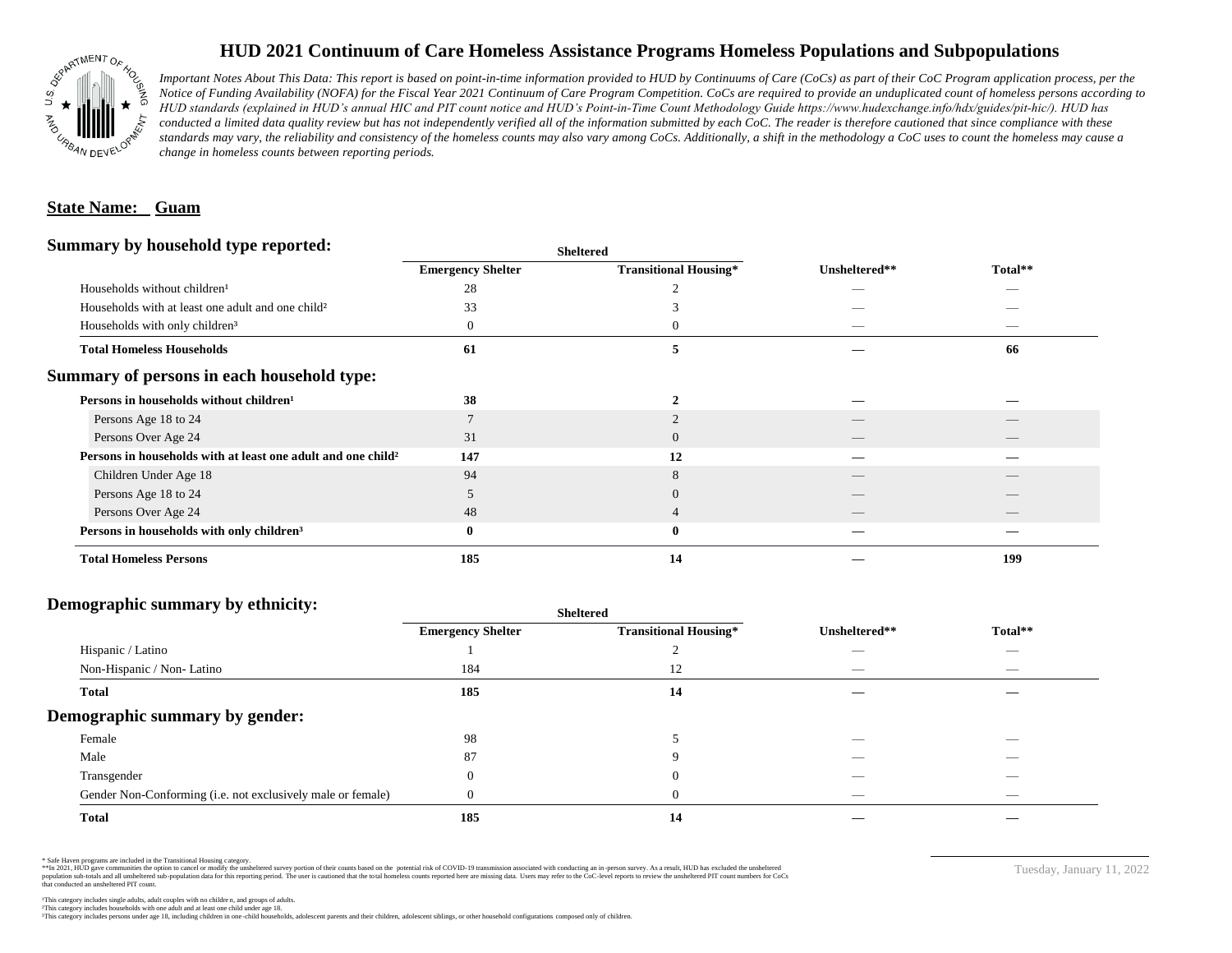# HUD 2021 Continuum of Care Homeless Assistance Programs Homeless Populations and Subpopulations

*Important Notes About This Data: This report is based on point-in-time information provided to HUD by Continuums of Care (CoCs) as part of their CoC Program application process, per the Notice of Funding Availability (NOFA) for the Fiscal Year 2021 Continuum of Care Program Competition. CoCs are required to provide an unduplicated count of homeless persons according to HUD standards (explained in HUD's annual HIC and PIT count notice and HUD's Point-in-Time Count Methodology Guide https://www.hudexchange.info/hdx/guides/pit-hic/). HUD has conducted a limited data quality review but has not independently verified all of the information submitted by each CoC. The reader is therefore cautioned that since compliance with these standards may vary, the reliability and consistency of the homeless counts may also vary among CoCs. Additionally, a shift in the methodology a CoC uses to count the homeless may cause a change in homeless counts between reporting periods.*

**State Name: Guam**

## Summary by household type reported:

| | Sheltered | | | |
|---|---|---|---|---|
| | Emergency Shelter | Transitional Housing* | Unsheltered** | Total** |
| Households without children¹ | 28 | 2 | — | — |
| Households with at least one adult and one child² | 33 | 3 | — | — |
| Households with only children³ | 0 | 0 | — | — |
| **Total Homeless Households** | **61** | **5** | **—** | **66** |

## Summary of persons in each household type:

| | Emergency Shelter | Transitional Housing* | Unsheltered** | Total** |
|---|---|---|---|---|
| **Persons in households without children¹** | **38** | **2** | **—** | **—** |
| Persons Age 18 to 24 | 7 | 2 | — | — |
| Persons Over Age 24 | 31 | 0 | — | — |
| **Persons in households with at least one adult and one child²** | **147** | **12** | **—** | **—** |
| Children Under Age 18 | 94 | 8 | — | — |
| Persons Age 18 to 24 | 5 | 0 | — | — |
| Persons Over Age 24 | 48 | 4 | — | — |
| **Persons in households with only children³** | **0** | **0** | **—** | **—** |
| **Total Homeless Persons** | **185** | **14** | **—** | **199** |

## Demographic summary by ethnicity:

| | Sheltered | | | |
|---|---|---|---|---|
| | Emergency Shelter | Transitional Housing* | Unsheltered** | Total** |
| Hispanic / Latino | 1 | 2 | — | — |
| Non-Hispanic / Non- Latino | 184 | 12 | — | — |
| **Total** | **185** | **14** | **—** | **—** |

## Demographic summary by gender:

| | Emergency Shelter | Transitional Housing* | Unsheltered** | Total** |
|---|---|---|---|---|
| Female | 98 | 5 | — | — |
| Male | 87 | 9 | — | — |
| Transgender | 0 | 0 | — | — |
| Gender Non-Conforming (i.e. not exclusively male or female) | 0 | 0 | — | — |
| **Total** | **185** | **14** | **—** | **—** |

\* Safe Haven programs are included in the Transitional Housing category.
**In 2021, HUD gave communities the option to cancel or modify the unsheltered survey portion of their counts based on the potential risk of COVID-19 transmission associated with conducting an in-person survey. As a result, HUD has excluded the unsheltered population sub-totals and all unsheltered sub-population data for this reporting period. The user is cautioned that the total homeless counts reported here are missing data. Users may refer to the CoC-level reports to review the unsheltered PIT count numbers for CoCs that conducted an unsheltered PIT count.

¹This category includes single adults, adult couples with no children, and groups of adults.
²This category includes households with one adult and at least one child under age 18.
³This category includes persons under age 18, including children in one-child households, adolescent parents and their children, adolescent siblings, or other household configurations composed only of children.

Tuesday, January 11, 2022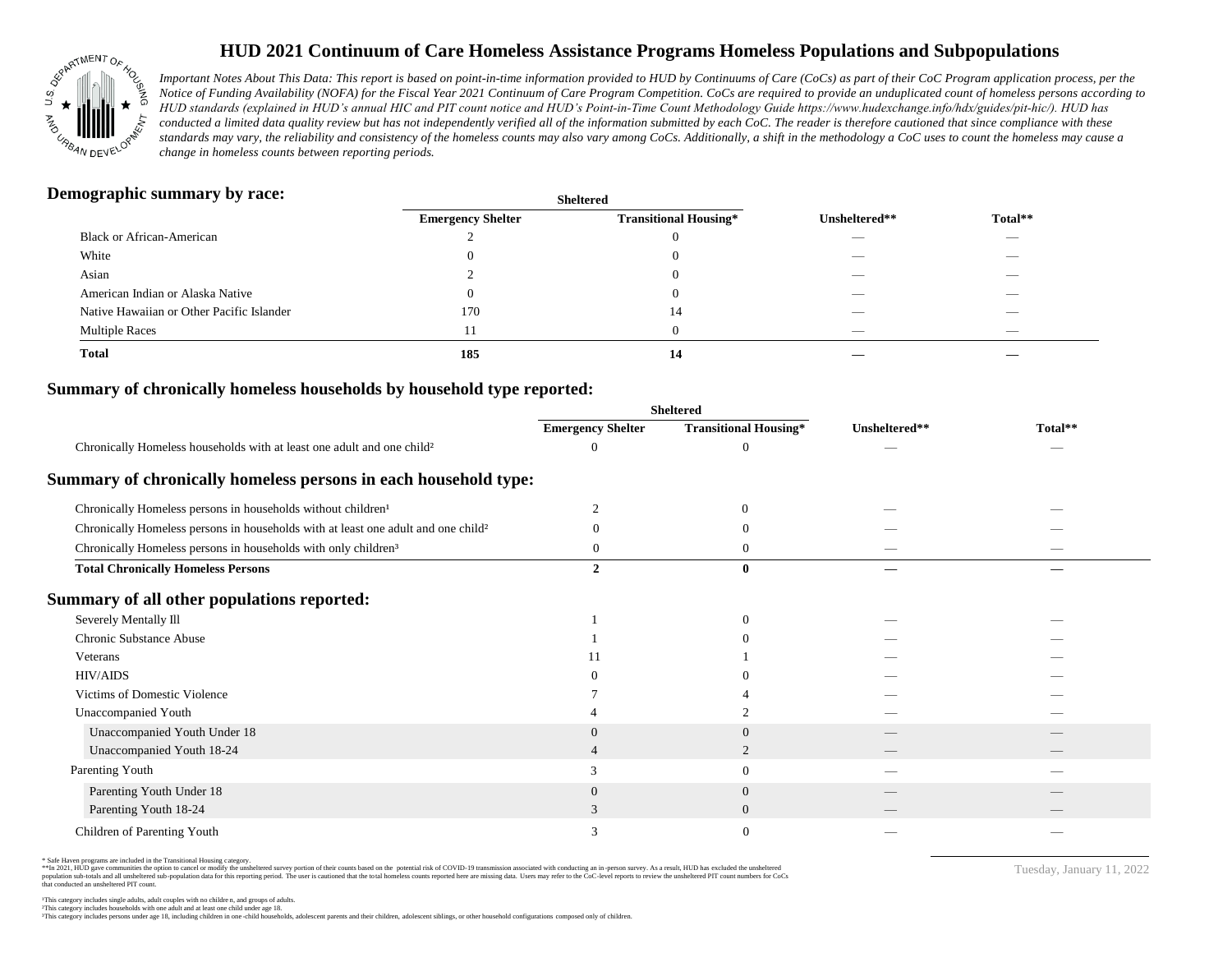# HUD 2021 Continuum of Care Homeless Assistance Programs Homeless Populations and Subpopulations

*Important Notes About This Data: This report is based on point-in-time information provided to HUD by Continuums of Care (CoCs) as part of their CoC Program application process, per the Notice of Funding Availability (NOFA) for the Fiscal Year 2021 Continuum of Care Program Competition. CoCs are required to provide an unduplicated count of homeless persons according to HUD standards (explained in HUD's annual HIC and PIT count notice and HUD's Point-in-Time Count Methodology Guide https://www.hudexchange.info/hdx/guides/pit-hic/). HUD has conducted a limited data quality review but has not independently verified all of the information submitted by each CoC. The reader is therefore cautioned that since compliance with these standards may vary, the reliability and consistency of the homeless counts may also vary among CoCs. Additionally, a shift in the methodology a CoC uses to count the homeless may cause a change in homeless counts between reporting periods.*

## Demographic summary by race:

| | Sheltered | | | |
|---|---|---|---|---|
| | **Emergency Shelter** | **Transitional Housing*** | **Unsheltered**** | **Total**** |
| Black or African-American | 2 | 0 | — | — |
| White | 0 | 0 | — | — |
| Asian | 2 | 0 | — | — |
| American Indian or Alaska Native | 0 | 0 | — | — |
| Native Hawaiian or Other Pacific Islander | 170 | 14 | — | — |
| Multiple Races | 11 | 0 | — | — |
| **Total** | **185** | **14** | **—** | **—** |

## Summary of chronically homeless households by household type reported:

| | Sheltered | | | |
|---|---|---|---|---|
| | **Emergency Shelter** | **Transitional Housing*** | **Unsheltered**** | **Total**** |
| Chronically Homeless households with at least one adult and one child[2] | 0 | 0 | — | — |

## Summary of chronically homeless persons in each household type:

| | Emergency Shelter | Transitional Housing* | Unsheltered** | Total** |
|---|---|---|---|---|
| Chronically Homeless persons in households without children[1] | 2 | 0 | — | — |
| Chronically Homeless persons in households with at least one adult and one child[2] | 0 | 0 | — | — |
| Chronically Homeless persons in households with only children[3] | 0 | 0 | — | — |
| **Total Chronically Homeless Persons** | **2** | **0** | **—** | **—** |

## Summary of all other populations reported:

| | Emergency Shelter | Transitional Housing* | Unsheltered** | Total** |
|---|---|---|---|---|
| Severely Mentally Ill | 1 | 0 | — | — |
| Chronic Substance Abuse | 1 | 0 | — | — |
| Veterans | 11 | 1 | — | — |
| HIV/AIDS | 0 | 0 | — | — |
| Victims of Domestic Violence | 7 | 4 | — | — |
| Unaccompanied Youth | 4 | 2 | — | — |
| Unaccompanied Youth Under 18 | 0 | 0 | — | — |
| Unaccompanied Youth 18-24 | 4 | 2 | — | — |
| Parenting Youth | 3 | 0 | — | — |
| Parenting Youth Under 18 | 0 | 0 | — | — |
| Parenting Youth 18-24 | 3 | 0 | — | — |
| Children of Parenting Youth | 3 | 0 | — | — |

\* Safe Haven programs are included in the Transitional Housing category.

\*\*In 2021, HUD gave communities the option to cancel or modify the unsheltered survey portion of their counts based on the potential risk of COVID-19 transmission associated with conducting an in-person survey. As a result, HUD has excluded the unsheltered population sub-totals and all unsheltered sub-population data for this reporting period. The user is cautioned that the total homeless counts reported here are missing data. Users may refer to the CoC-level reports to review the unsheltered PIT count numbers for CoCs that conducted an unsheltered PIT count.

[1]This category includes single adults, adult couples with no children, and groups of adults.
[2]This category includes households with one adult and at least one child under 18.
[3]This category includes persons under age 18, including children in one-child households, adolescent parents and their children, adolescent siblings, or other household configurations composed only of children.

Tuesday, January 11, 2022